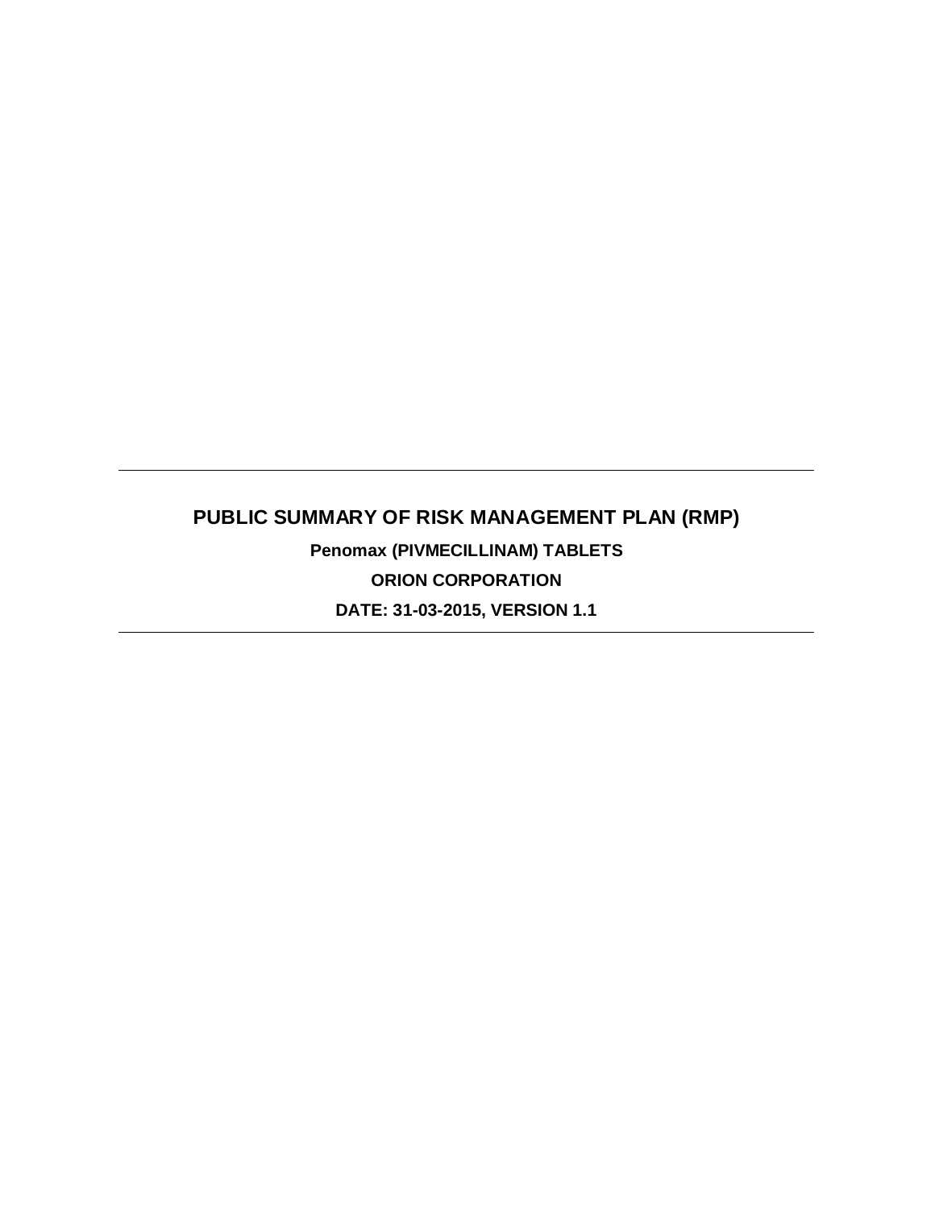---

# PUBLIC SUMMARY OF RISK MANAGEMENT PLAN (RMP)

**Penomax (PIVMECILLINAM) TABLETS**

**ORION CORPORATION**

**DATE: 31-03-2015, VERSION 1.1**

---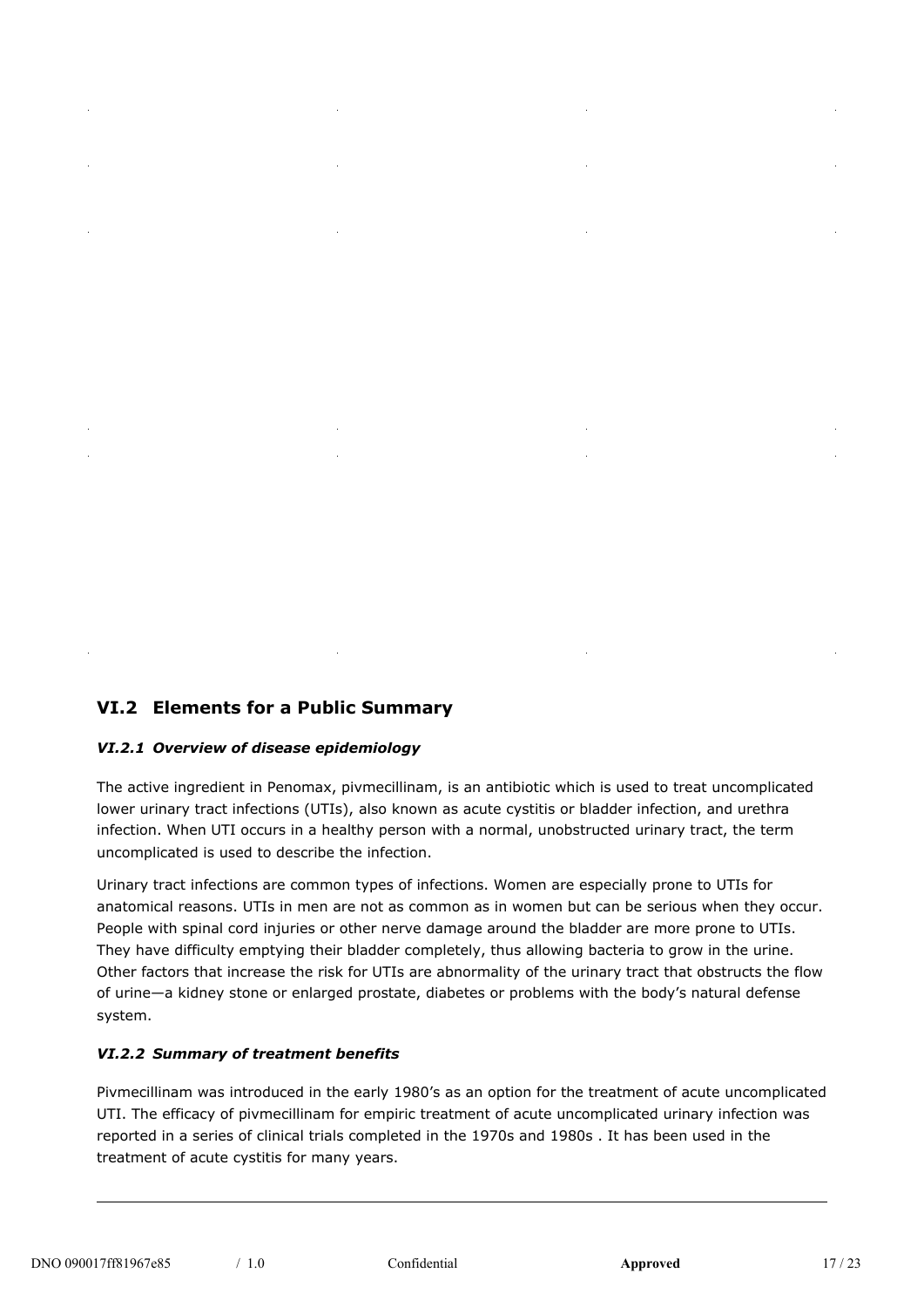## VI.2 Elements for a Public Summary

### *VI.2.1 Overview of disease epidemiology*

The active ingredient in Penomax, pivmecillinam, is an antibiotic which is used to treat uncomplicated lower urinary tract infections (UTIs), also known as acute cystitis or bladder infection, and urethra infection. When UTI occurs in a healthy person with a normal, unobstructed urinary tract, the term uncomplicated is used to describe the infection.

Urinary tract infections are common types of infections. Women are especially prone to UTIs for anatomical reasons. UTIs in men are not as common as in women but can be serious when they occur. People with spinal cord injuries or other nerve damage around the bladder are more prone to UTIs. They have difficulty emptying their bladder completely, thus allowing bacteria to grow in the urine. Other factors that increase the risk for UTIs are abnormality of the urinary tract that obstructs the flow of urine—a kidney stone or enlarged prostate, diabetes or problems with the body's natural defense system.

### *VI.2.2 Summary of treatment benefits*

Pivmecillinam was introduced in the early 1980's as an option for the treatment of acute uncomplicated UTI. The efficacy of pivmecillinam for empiric treatment of acute uncomplicated urinary infection was reported in a series of clinical trials completed in the 1970s and 1980s . It has been used in the treatment of acute cystitis for many years.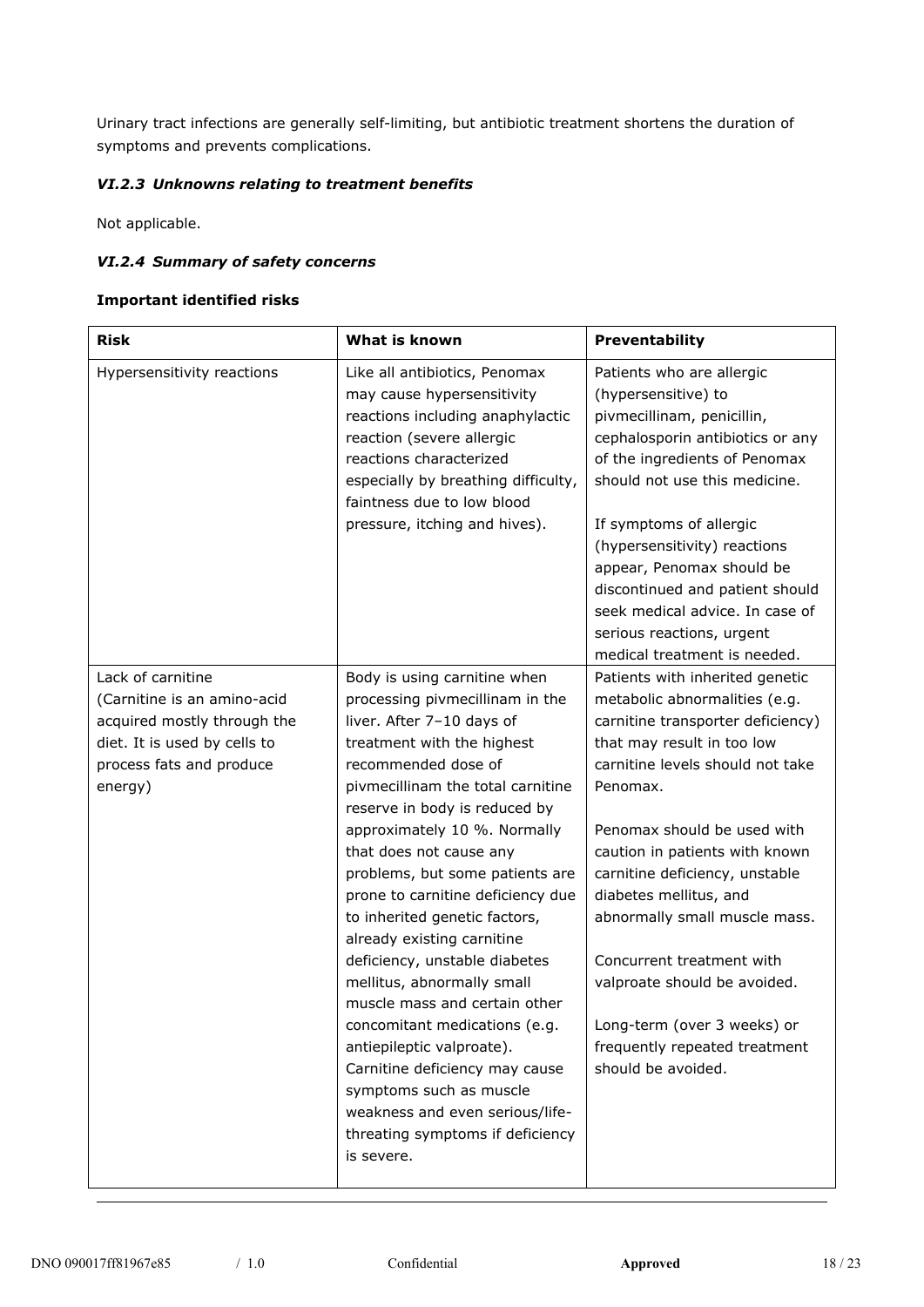Urinary tract infections are generally self-limiting, but antibiotic treatment shortens the duration of symptoms and prevents complications.

### *VI.2.3 Unknowns relating to treatment benefits*

Not applicable.

### *VI.2.4 Summary of safety concerns*

**Important identified risks**

| Risk | What is known | Preventability |
|---|---|---|
| Hypersensitivity reactions | Like all antibiotics, Penomax may cause hypersensitivity reactions including anaphylactic reaction (severe allergic reactions characterized especially by breathing difficulty, faintness due to low blood pressure, itching and hives). | Patients who are allergic (hypersensitive) to pivmecillinam, penicillin, cephalosporin antibiotics or any of the ingredients of Penomax should not use this medicine.<br><br>If symptoms of allergic (hypersensitivity) reactions appear, Penomax should be discontinued and patient should seek medical advice. In case of serious reactions, urgent medical treatment is needed. |
| Lack of carnitine (Carnitine is an amino-acid acquired mostly through the diet. It is used by cells to process fats and produce energy) | Body is using carnitine when processing pivmecillinam in the liver. After 7–10 days of treatment with the highest recommended dose of pivmecillinam the total carnitine reserve in body is reduced by approximately 10 %. Normally that does not cause any problems, but some patients are prone to carnitine deficiency due to inherited genetic factors, already existing carnitine deficiency, unstable diabetes mellitus, abnormally small muscle mass and certain other concomitant medications (e.g. antiepileptic valproate). Carnitine deficiency may cause symptoms such as muscle weakness and even serious/life-threating symptoms if deficiency is severe. | Patients with inherited genetic metabolic abnormalities (e.g. carnitine transporter deficiency) that may result in too low carnitine levels should not take Penomax.<br><br>Penomax should be used with caution in patients with known carnitine deficiency, unstable diabetes mellitus, and abnormally small muscle mass.<br><br>Concurrent treatment with valproate should be avoided.<br><br>Long-term (over 3 weeks) or frequently repeated treatment should be avoided. |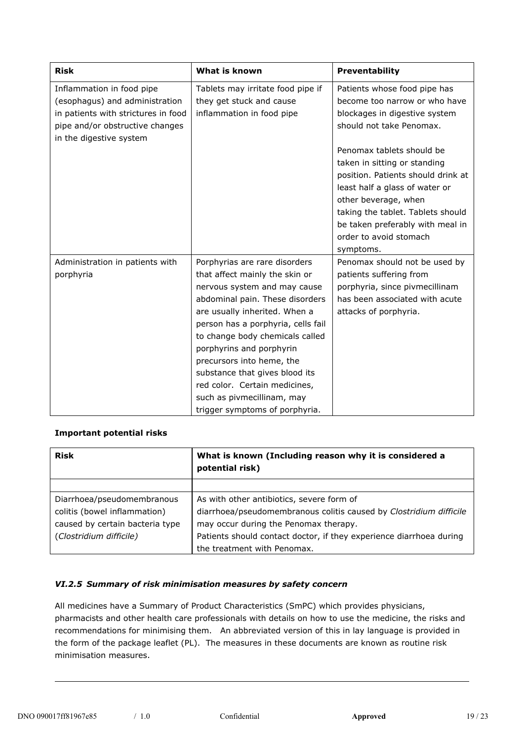| Risk | What is known | Preventability |
|---|---|---|
| Inflammation in food pipe (esophagus) and administration in patients with strictures in food pipe and/or obstructive changes in the digestive system | Tablets may irritate food pipe if they get stuck and cause inflammation in food pipe | Patients whose food pipe has become too narrow or who have blockages in digestive system should not take Penomax.<br><br>Penomax tablets should be taken in sitting or standing position. Patients should drink at least half a glass of water or other beverage, when taking the tablet. Tablets should be taken preferably with meal in order to avoid stomach symptoms. |
| Administration in patients with porphyria | Porphyrias are rare disorders that affect mainly the skin or nervous system and may cause abdominal pain. These disorders are usually inherited. When a person has a porphyria, cells fail to change body chemicals called porphyrins and porphyrin precursors into heme, the substance that gives blood its red color. Certain medicines, such as pivmecillinam, may trigger symptoms of porphyria. | Penomax should not be used by patients suffering from porphyria, since pivmecillinam has been associated with acute attacks of porphyria. |

**Important potential risks**

| Risk | What is known (Including reason why it is considered a potential risk) |
|---|---|
| | |
| Diarrhoea/pseudomembranous colitis (bowel inflammation) caused by certain bacteria type (*Clostridium difficile*) | As with other antibiotics, severe form of diarrhoea/pseudomembranous colitis caused by *Clostridium difficile* may occur during the Penomax therapy.<br>Patients should contact doctor, if they experience diarrhoea during the treatment with Penomax. |

### *VI.2.5 Summary of risk minimisation measures by safety concern*

All medicines have a Summary of Product Characteristics (SmPC) which provides physicians, pharmacists and other health care professionals with details on how to use the medicine, the risks and recommendations for minimising them. An abbreviated version of this in lay language is provided in the form of the package leaflet (PL). The measures in these documents are known as routine risk minimisation measures.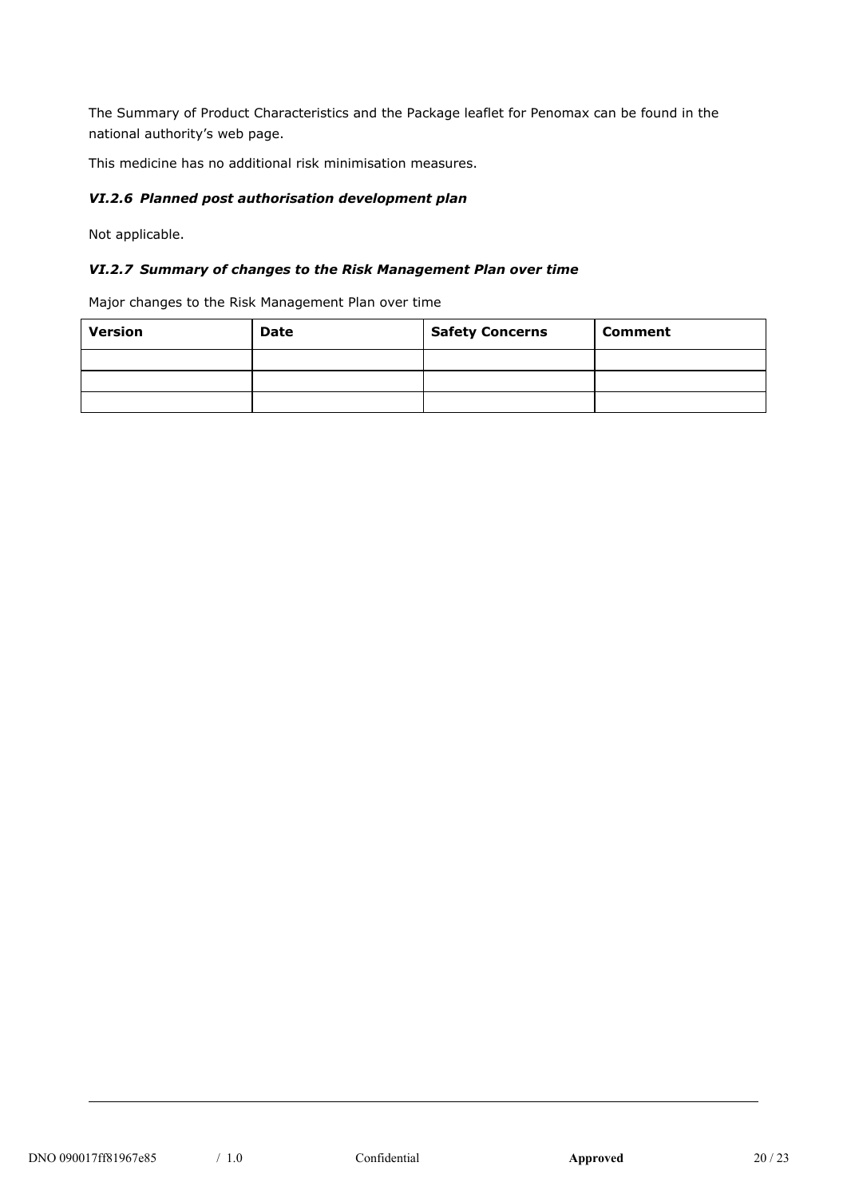The Summary of Product Characteristics and the Package leaflet for Penomax can be found in the national authority's web page.

This medicine has no additional risk minimisation measures.

### *VI.2.6 Planned post authorisation development plan*

Not applicable.

### *VI.2.7 Summary of changes to the Risk Management Plan over time*

Major changes to the Risk Management Plan over time

| Version | Date | Safety Concerns | Comment |
|---|---|---|---|
| | | | |
| | | | |
| | | | |